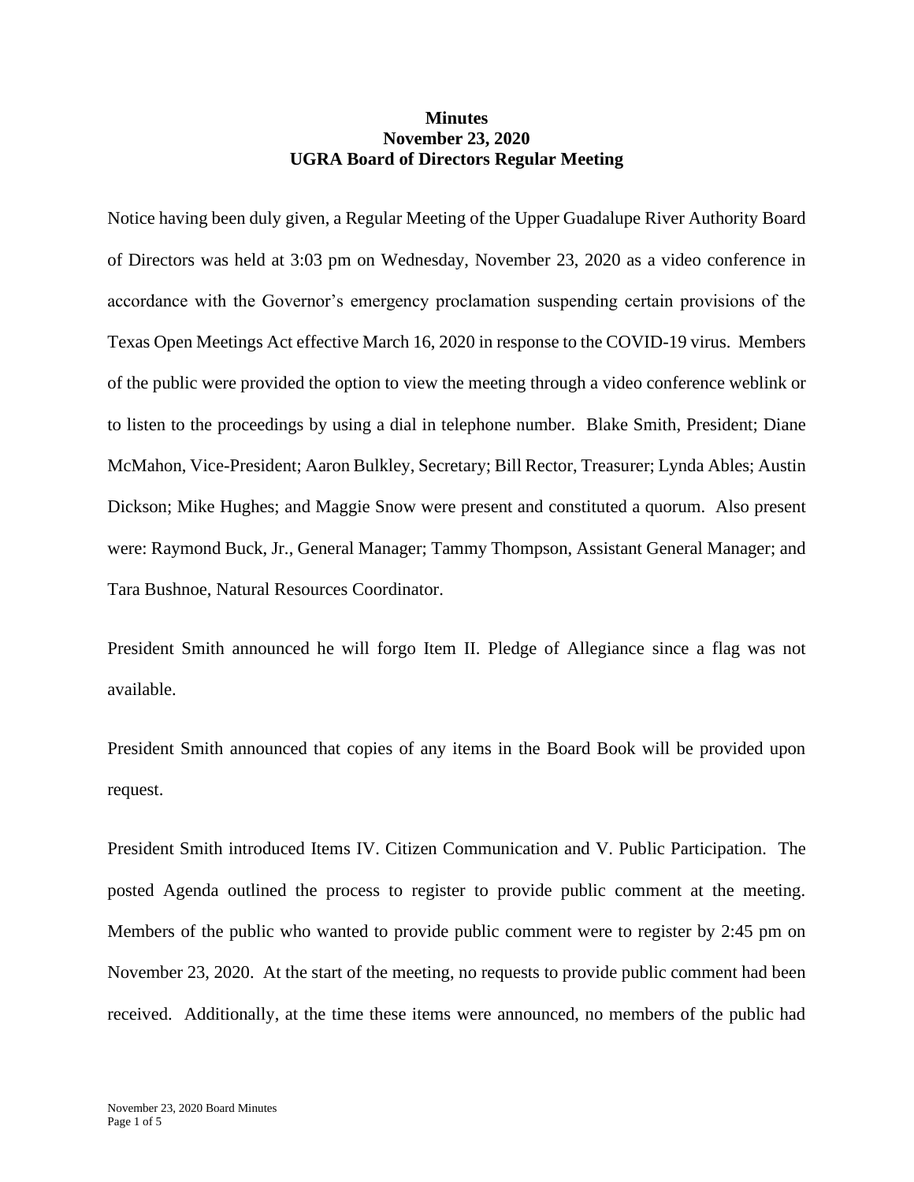**Minutes**
**November 23, 2020**
**UGRA Board of Directors Regular Meeting**

Notice having been duly given, a Regular Meeting of the Upper Guadalupe River Authority Board of Directors was held at 3:03 pm on Wednesday, November 23, 2020 as a video conference in accordance with the Governor's emergency proclamation suspending certain provisions of the Texas Open Meetings Act effective March 16, 2020 in response to the COVID-19 virus. Members of the public were provided the option to view the meeting through a video conference weblink or to listen to the proceedings by using a dial in telephone number. Blake Smith, President; Diane McMahon, Vice-President; Aaron Bulkley, Secretary; Bill Rector, Treasurer; Lynda Ables; Austin Dickson; Mike Hughes; and Maggie Snow were present and constituted a quorum. Also present were: Raymond Buck, Jr., General Manager; Tammy Thompson, Assistant General Manager; and Tara Bushnoe, Natural Resources Coordinator.

President Smith announced he will forgo Item II. Pledge of Allegiance since a flag was not available.

President Smith announced that copies of any items in the Board Book will be provided upon request.

President Smith introduced Items IV. Citizen Communication and V. Public Participation. The posted Agenda outlined the process to register to provide public comment at the meeting. Members of the public who wanted to provide public comment were to register by 2:45 pm on November 23, 2020. At the start of the meeting, no requests to provide public comment had been received. Additionally, at the time these items were announced, no members of the public had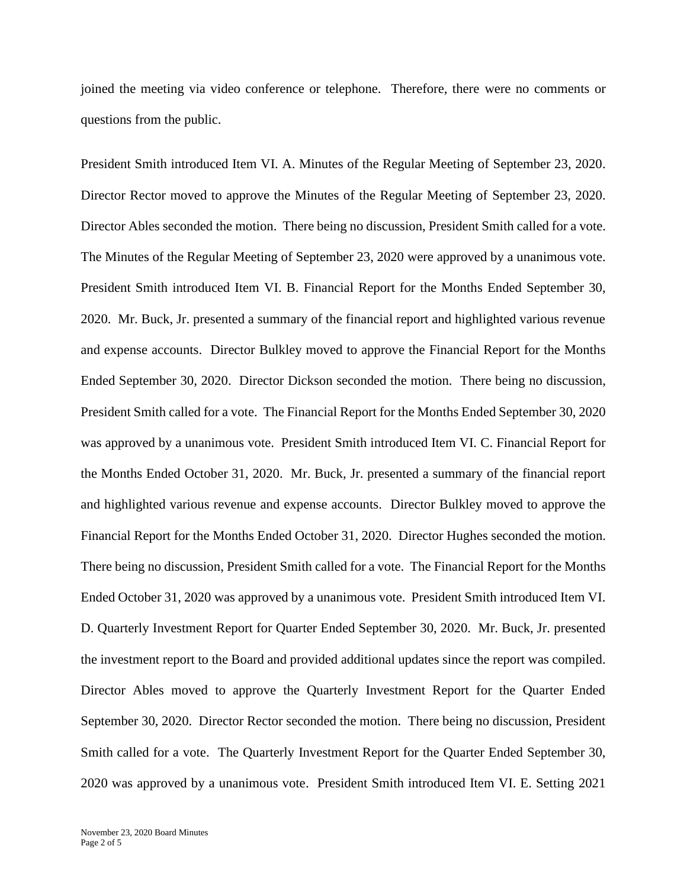joined the meeting via video conference or telephone. Therefore, there were no comments or questions from the public.

President Smith introduced Item VI. A. Minutes of the Regular Meeting of September 23, 2020. Director Rector moved to approve the Minutes of the Regular Meeting of September 23, 2020. Director Ables seconded the motion. There being no discussion, President Smith called for a vote. The Minutes of the Regular Meeting of September 23, 2020 were approved by a unanimous vote. President Smith introduced Item VI. B. Financial Report for the Months Ended September 30, 2020. Mr. Buck, Jr. presented a summary of the financial report and highlighted various revenue and expense accounts. Director Bulkley moved to approve the Financial Report for the Months Ended September 30, 2020. Director Dickson seconded the motion. There being no discussion, President Smith called for a vote. The Financial Report for the Months Ended September 30, 2020 was approved by a unanimous vote. President Smith introduced Item VI. C. Financial Report for the Months Ended October 31, 2020. Mr. Buck, Jr. presented a summary of the financial report and highlighted various revenue and expense accounts. Director Bulkley moved to approve the Financial Report for the Months Ended October 31, 2020. Director Hughes seconded the motion. There being no discussion, President Smith called for a vote. The Financial Report for the Months Ended October 31, 2020 was approved by a unanimous vote. President Smith introduced Item VI. D. Quarterly Investment Report for Quarter Ended September 30, 2020. Mr. Buck, Jr. presented the investment report to the Board and provided additional updates since the report was compiled. Director Ables moved to approve the Quarterly Investment Report for the Quarter Ended September 30, 2020. Director Rector seconded the motion. There being no discussion, President Smith called for a vote. The Quarterly Investment Report for the Quarter Ended September 30, 2020 was approved by a unanimous vote. President Smith introduced Item VI. E. Setting 2021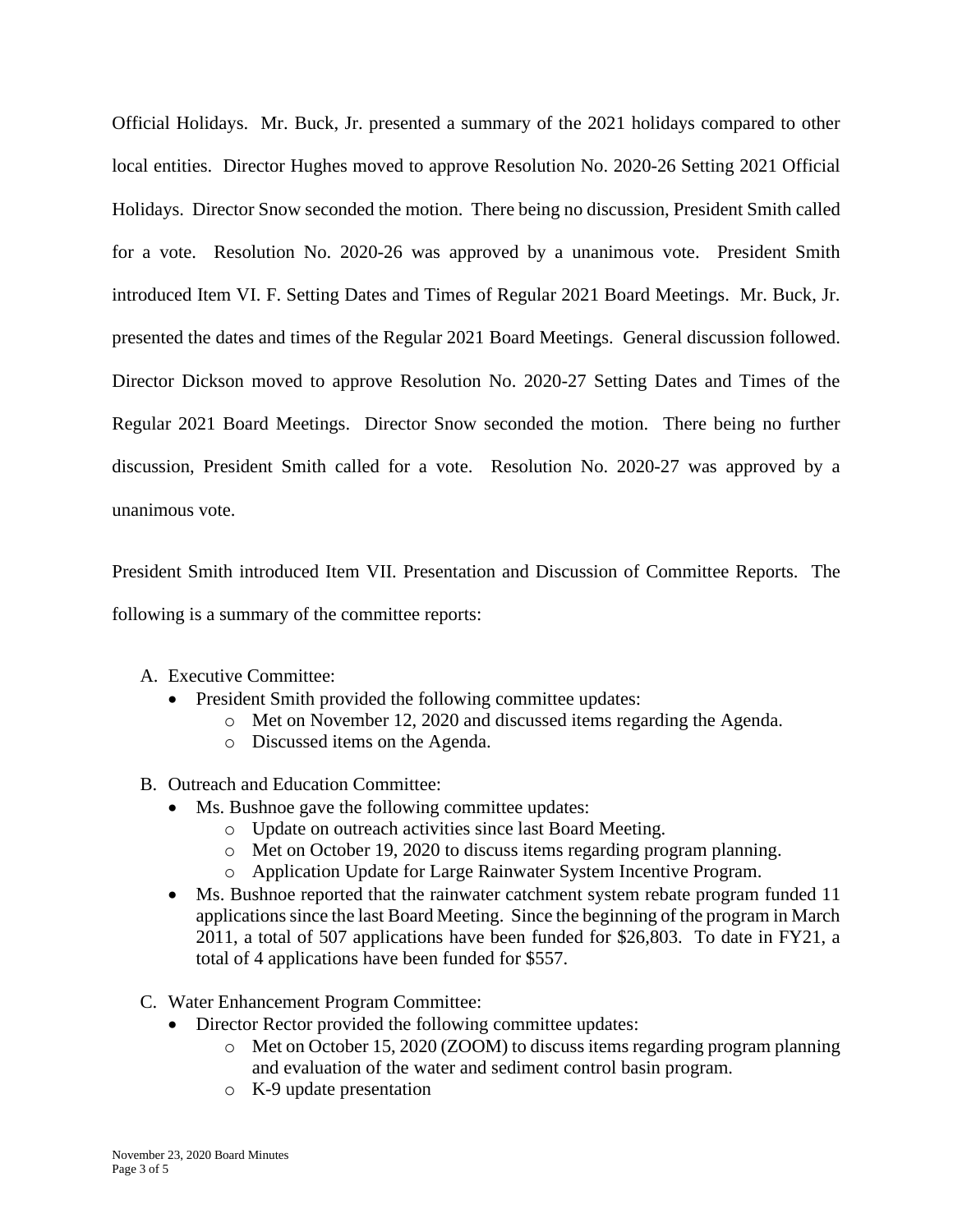Official Holidays. Mr. Buck, Jr. presented a summary of the 2021 holidays compared to other local entities. Director Hughes moved to approve Resolution No. 2020-26 Setting 2021 Official Holidays. Director Snow seconded the motion. There being no discussion, President Smith called for a vote. Resolution No. 2020-26 was approved by a unanimous vote. President Smith introduced Item VI. F. Setting Dates and Times of Regular 2021 Board Meetings. Mr. Buck, Jr. presented the dates and times of the Regular 2021 Board Meetings. General discussion followed. Director Dickson moved to approve Resolution No. 2020-27 Setting Dates and Times of the Regular 2021 Board Meetings. Director Snow seconded the motion. There being no further discussion, President Smith called for a vote. Resolution No. 2020-27 was approved by a unanimous vote.

President Smith introduced Item VII. Presentation and Discussion of Committee Reports. The following is a summary of the committee reports:

A. Executive Committee:
  - President Smith provided the following committee updates:
    - Met on November 12, 2020 and discussed items regarding the Agenda.
    - Discussed items on the Agenda.

B. Outreach and Education Committee:
  - Ms. Bushnoe gave the following committee updates:
    - Update on outreach activities since last Board Meeting.
    - Met on October 19, 2020 to discuss items regarding program planning.
    - Application Update for Large Rainwater System Incentive Program.
  - Ms. Bushnoe reported that the rainwater catchment system rebate program funded 11 applications since the last Board Meeting. Since the beginning of the program in March 2011, a total of 507 applications have been funded for $26,803. To date in FY21, a total of 4 applications have been funded for $557.

C. Water Enhancement Program Committee:
  - Director Rector provided the following committee updates:
    - Met on October 15, 2020 (ZOOM) to discuss items regarding program planning and evaluation of the water and sediment control basin program.
    - K-9 update presentation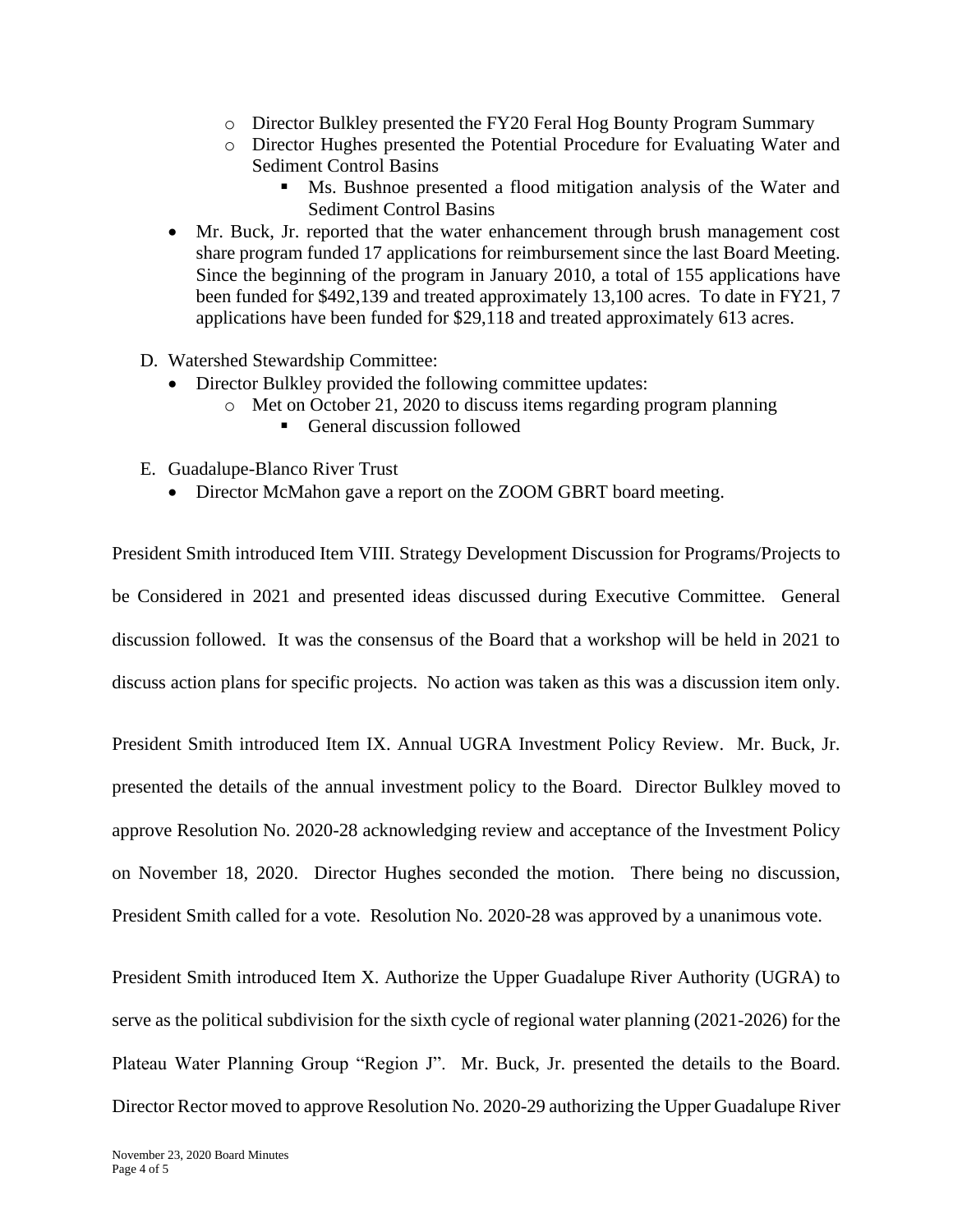- Director Bulkley presented the FY20 Feral Hog Bounty Program Summary
    - Director Hughes presented the Potential Procedure for Evaluating Water and Sediment Control Basins
      - Ms. Bushnoe presented a flood mitigation analysis of the Water and Sediment Control Basins
- Mr. Buck, Jr. reported that the water enhancement through brush management cost share program funded 17 applications for reimbursement since the last Board Meeting. Since the beginning of the program in January 2010, a total of 155 applications have been funded for $492,139 and treated approximately 13,100 acres. To date in FY21, 7 applications have been funded for $29,118 and treated approximately 613 acres.

D. Watershed Stewardship Committee:

- Director Bulkley provided the following committee updates:
  - Met on October 21, 2020 to discuss items regarding program planning
    - General discussion followed

E. Guadalupe-Blanco River Trust

- Director McMahon gave a report on the ZOOM GBRT board meeting.

President Smith introduced Item VIII. Strategy Development Discussion for Programs/Projects to be Considered in 2021 and presented ideas discussed during Executive Committee. General discussion followed. It was the consensus of the Board that a workshop will be held in 2021 to discuss action plans for specific projects. No action was taken as this was a discussion item only.

President Smith introduced Item IX. Annual UGRA Investment Policy Review. Mr. Buck, Jr. presented the details of the annual investment policy to the Board. Director Bulkley moved to approve Resolution No. 2020-28 acknowledging review and acceptance of the Investment Policy on November 18, 2020. Director Hughes seconded the motion. There being no discussion, President Smith called for a vote. Resolution No. 2020-28 was approved by a unanimous vote.

President Smith introduced Item X. Authorize the Upper Guadalupe River Authority (UGRA) to serve as the political subdivision for the sixth cycle of regional water planning (2021-2026) for the Plateau Water Planning Group "Region J". Mr. Buck, Jr. presented the details to the Board. Director Rector moved to approve Resolution No. 2020-29 authorizing the Upper Guadalupe River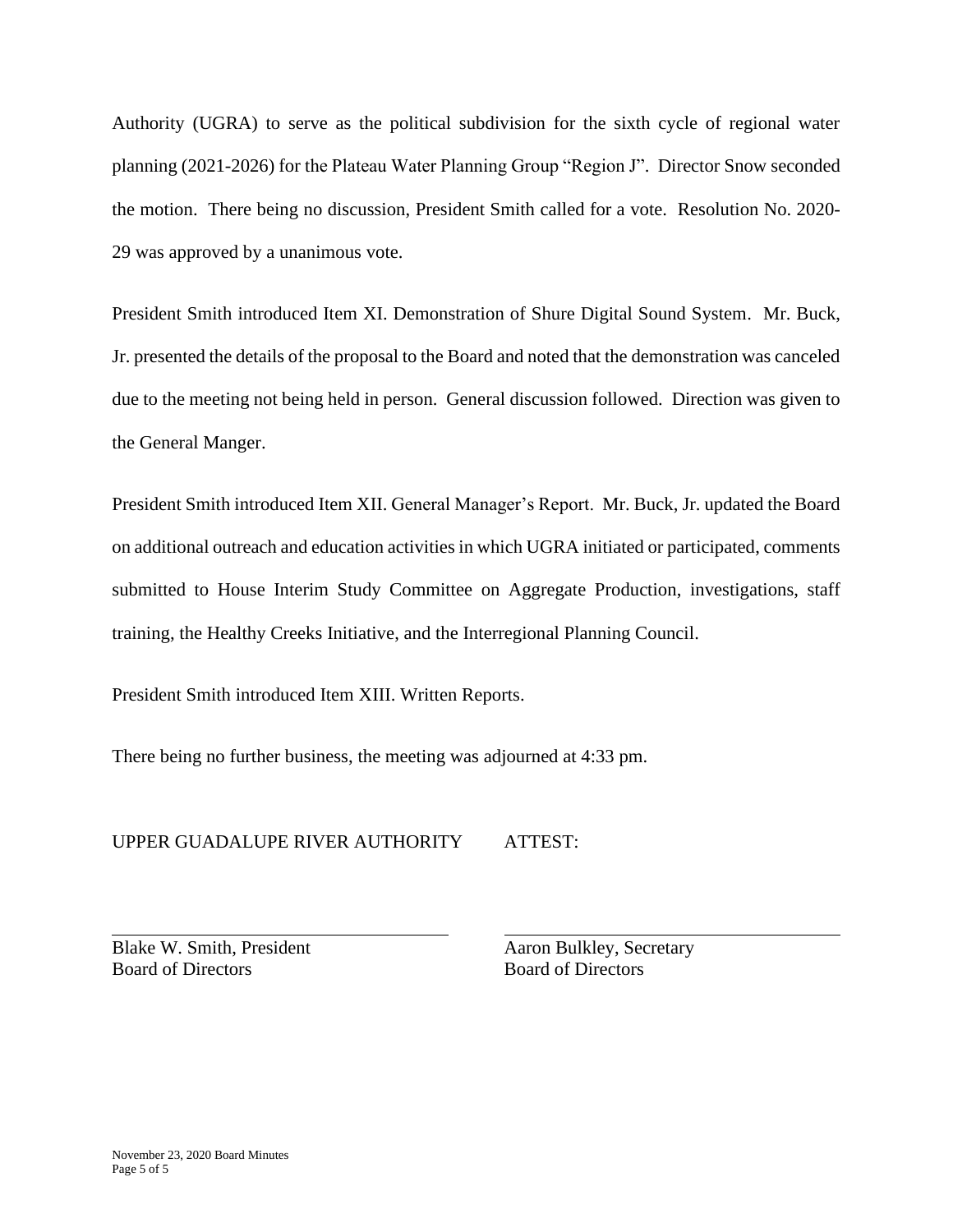Authority (UGRA) to serve as the political subdivision for the sixth cycle of regional water planning (2021-2026) for the Plateau Water Planning Group "Region J". Director Snow seconded the motion. There being no discussion, President Smith called for a vote. Resolution No. 2020-29 was approved by a unanimous vote.

President Smith introduced Item XI. Demonstration of Shure Digital Sound System. Mr. Buck, Jr. presented the details of the proposal to the Board and noted that the demonstration was canceled due to the meeting not being held in person. General discussion followed. Direction was given to the General Manger.

President Smith introduced Item XII. General Manager's Report. Mr. Buck, Jr. updated the Board on additional outreach and education activities in which UGRA initiated or participated, comments submitted to House Interim Study Committee on Aggregate Production, investigations, staff training, the Healthy Creeks Initiative, and the Interregional Planning Council.

President Smith introduced Item XIII. Written Reports.

There being no further business, the meeting was adjourned at 4:33 pm.

UPPER GUADALUPE RIVER AUTHORITY

Blake W. Smith, President
Board of Directors

ATTEST:

Aaron Bulkley, Secretary
Board of Directors